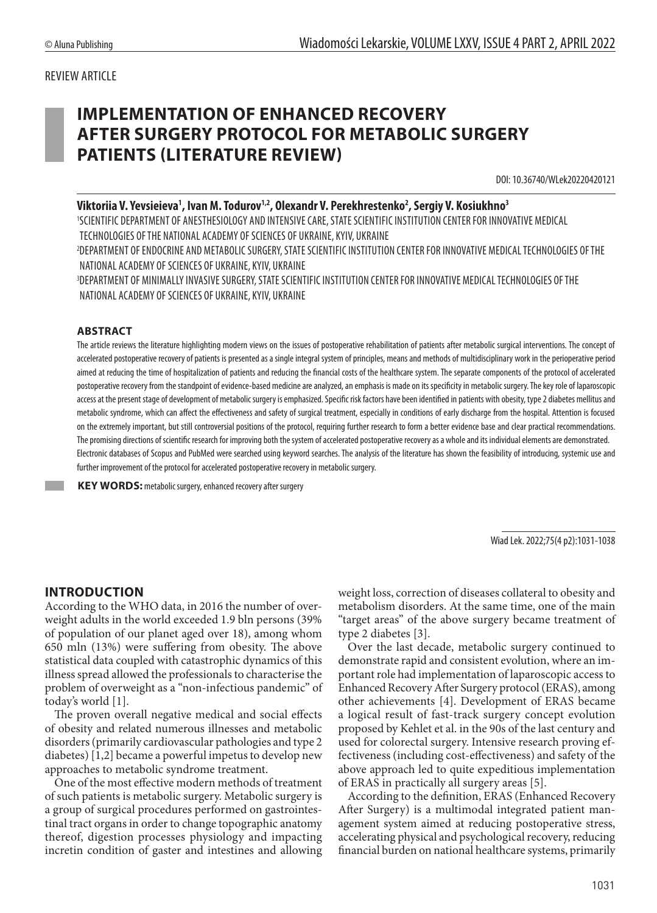REVIEW ARTICLE

# IMPLEMENTATION OF ENHANCED RECOVERY AFTER SURGERY PROTOCOL FOR METABOLIC SURGERY PATIENTS (LITERATURE REVIEW)

DOI: 10.36740/WLek20220420121

**Viktoriia V. Yevsieieva[1], Ivan M. Todurov[1,2], Olexandr V. Perekhrestenko[2], Sergiy V. Kosiukhno[3]**

[1]SCIENTIFIC DEPARTMENT OF ANESTHESIOLOGY AND INTENSIVE CARE, STATE SCIENTIFIC INSTITUTION CENTER FOR INNOVATIVE MEDICAL TECHNOLOGIES OF THE NATIONAL ACADEMY OF SCIENCES OF UKRAINE, KYIV, UKRAINE

[2]DEPARTMENT OF ENDOCRINE AND METABOLIC SURGERY, STATE SCIENTIFIC INSTITUTION CENTER FOR INNOVATIVE MEDICAL TECHNOLOGIES OF THE NATIONAL ACADEMY OF SCIENCES OF UKRAINE, KYIV, UKRAINE

[3]DEPARTMENT OF MINIMALLY INVASIVE SURGERY, STATE SCIENTIFIC INSTITUTION CENTER FOR INNOVATIVE MEDICAL TECHNOLOGIES OF THE NATIONAL ACADEMY OF SCIENCES OF UKRAINE, KYIV, UKRAINE

### ABSTRACT

The article reviews the literature highlighting modern views on the issues of postoperative rehabilitation of patients after metabolic surgical interventions. The concept of accelerated postoperative recovery of patients is presented as a single integral system of principles, means and methods of multidisciplinary work in the perioperative period aimed at reducing the time of hospitalization of patients and reducing the financial costs of the healthcare system. The separate components of the protocol of accelerated postoperative recovery from the standpoint of evidence-based medicine are analyzed, an emphasis is made on its specificity in metabolic surgery. The key role of laparoscopic access at the present stage of development of metabolic surgery is emphasized. Specific risk factors have been identified in patients with obesity, type 2 diabetes mellitus and metabolic syndrome, which can affect the effectiveness and safety of surgical treatment, especially in conditions of early discharge from the hospital. Attention is focused on the extremely important, but still controversial positions of the protocol, requiring further research to form a better evidence base and clear practical recommendations. The promising directions of scientific research for improving both the system of accelerated postoperative recovery as a whole and its individual elements are demonstrated. Electronic databases of Scopus and PubMed were searched using keyword searches. The analysis of the literature has shown the feasibility of introducing, systemic use and further improvement of the protocol for accelerated postoperative recovery in metabolic surgery.

**KEY WORDS:** metabolic surgery, enhanced recovery after surgery

Wiad Lek. 2022;75(4 p2):1031-1038

## INTRODUCTION

According to the WHO data, in 2016 the number of overweight adults in the world exceeded 1.9 bln persons (39% of population of our planet aged over 18), among whom 650 mln (13%) were suffering from obesity. The above statistical data coupled with catastrophic dynamics of this illness spread allowed the professionals to characterise the problem of overweight as a "non-infectious pandemic" of today's world [1].

The proven overall negative medical and social effects of obesity and related numerous illnesses and metabolic disorders (primarily cardiovascular pathologies and type 2 diabetes) [1,2] became a powerful impetus to develop new approaches to metabolic syndrome treatment.

One of the most effective modern methods of treatment of such patients is metabolic surgery. Metabolic surgery is a group of surgical procedures performed on gastrointestinal tract organs in order to change topographic anatomy thereof, digestion processes physiology and impacting incretin condition of gaster and intestines and allowing weight loss, correction of diseases collateral to obesity and metabolism disorders. At the same time, one of the main "target areas" of the above surgery became treatment of type 2 diabetes [3].

Over the last decade, metabolic surgery continued to demonstrate rapid and consistent evolution, where an important role had implementation of laparoscopic access to Enhanced Recovery After Surgery protocol (ERAS), among other achievements [4]. Development of ERAS became a logical result of fast-track surgery concept evolution proposed by Kehlet et al. in the 90s of the last century and used for colorectal surgery. Intensive research proving effectiveness (including cost-effectiveness) and safety of the above approach led to quite expeditious implementation of ERAS in practically all surgery areas [5].

According to the definition, ERAS (Enhanced Recovery After Surgery) is a multimodal integrated patient management system aimed at reducing postoperative stress, accelerating physical and psychological recovery, reducing financial burden on national healthcare systems, primarily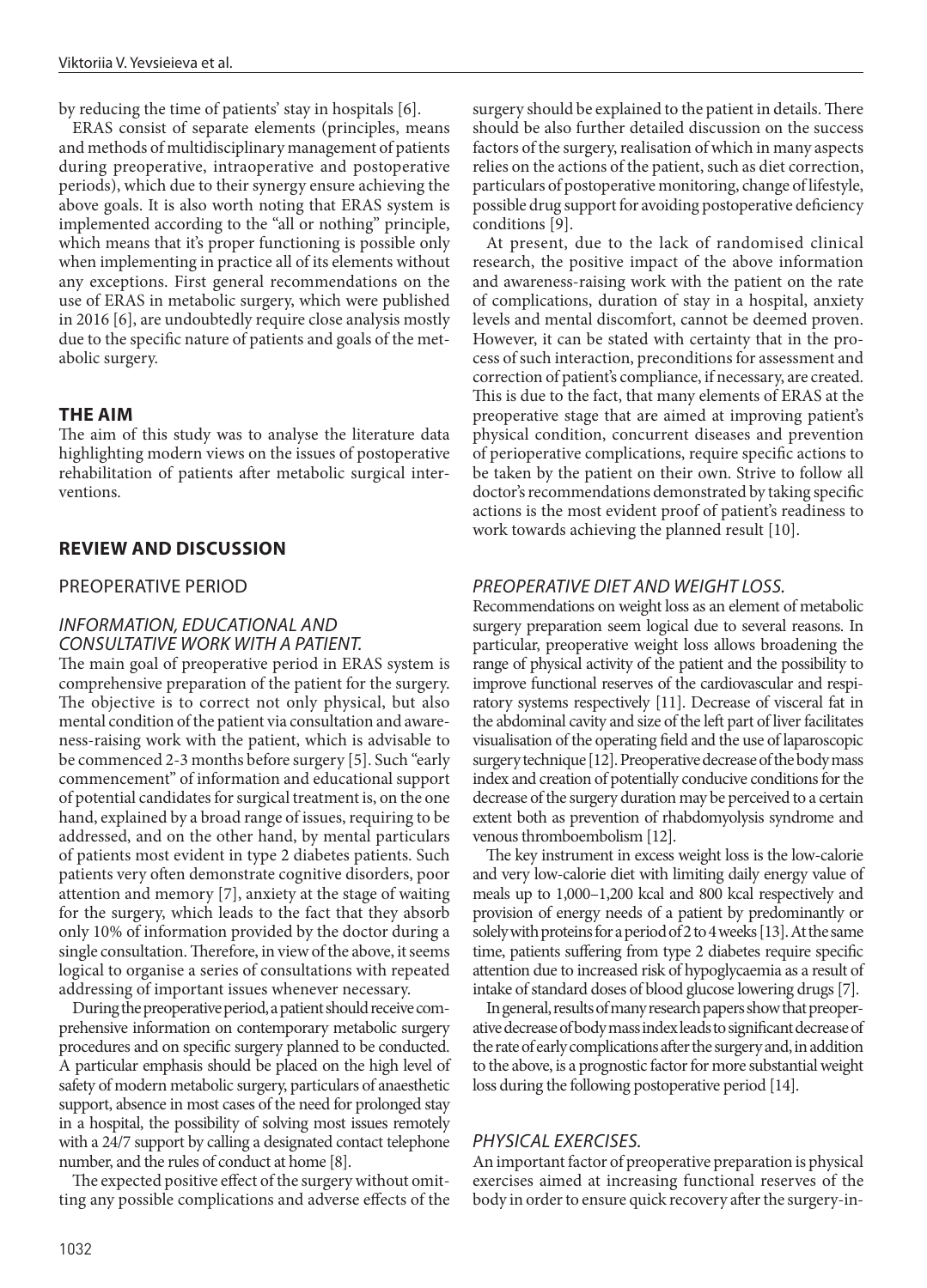by reducing the time of patients' stay in hospitals [6].

ERAS consist of separate elements (principles, means and methods of multidisciplinary management of patients during preoperative, intraoperative and postoperative periods), which due to their synergy ensure achieving the above goals. It is also worth noting that ERAS system is implemented according to the "all or nothing" principle, which means that it's proper functioning is possible only when implementing in practice all of its elements without any exceptions. First general recommendations on the use of ERAS in metabolic surgery, which were published in 2016 [6], are undoubtedly require close analysis mostly due to the specific nature of patients and goals of the metabolic surgery.

## THE AIM

The aim of this study was to analyse the literature data highlighting modern views on the issues of postoperative rehabilitation of patients after metabolic surgical interventions.

## REVIEW AND DISCUSSION

### PREOPERATIVE PERIOD

#### *INFORMATION, EDUCATIONAL AND CONSULTATIVE WORK WITH A PATIENT.*

The main goal of preoperative period in ERAS system is comprehensive preparation of the patient for the surgery. The objective is to correct not only physical, but also mental condition of the patient via consultation and awareness-raising work with the patient, which is advisable to be commenced 2-3 months before surgery [5]. Such "early commencement" of information and educational support of potential candidates for surgical treatment is, on the one hand, explained by a broad range of issues, requiring to be addressed, and on the other hand, by mental particulars of patients most evident in type 2 diabetes patients. Such patients very often demonstrate cognitive disorders, poor attention and memory [7], anxiety at the stage of waiting for the surgery, which leads to the fact that they absorb only 10% of information provided by the doctor during a single consultation. Therefore, in view of the above, it seems logical to organise a series of consultations with repeated addressing of important issues whenever necessary.

During the preoperative period, a patient should receive comprehensive information on contemporary metabolic surgery procedures and on specific surgery planned to be conducted. A particular emphasis should be placed on the high level of safety of modern metabolic surgery, particulars of anaesthetic support, absence in most cases of the need for prolonged stay in a hospital, the possibility of solving most issues remotely with a 24/7 support by calling a designated contact telephone number, and the rules of conduct at home [8].

The expected positive effect of the surgery without omitting any possible complications and adverse effects of the surgery should be explained to the patient in details. There should be also further detailed discussion on the success factors of the surgery, realisation of which in many aspects relies on the actions of the patient, such as diet correction, particulars of postoperative monitoring, change of lifestyle, possible drug support for avoiding postoperative deficiency conditions [9].

At present, due to the lack of randomised clinical research, the positive impact of the above information and awareness-raising work with the patient on the rate of complications, duration of stay in a hospital, anxiety levels and mental discomfort, cannot be deemed proven. However, it can be stated with certainty that in the process of such interaction, preconditions for assessment and correction of patient's compliance, if necessary, are created. This is due to the fact, that many elements of ERAS at the preoperative stage that are aimed at improving patient's physical condition, concurrent diseases and prevention of perioperative complications, require specific actions to be taken by the patient on their own. Strive to follow all doctor's recommendations demonstrated by taking specific actions is the most evident proof of patient's readiness to work towards achieving the planned result [10].

#### *PREOPERATIVE DIET AND WEIGHT LOSS.*

Recommendations on weight loss as an element of metabolic surgery preparation seem logical due to several reasons. In particular, preoperative weight loss allows broadening the range of physical activity of the patient and the possibility to improve functional reserves of the cardiovascular and respiratory systems respectively [11]. Decrease of visceral fat in the abdominal cavity and size of the left part of liver facilitates visualisation of the operating field and the use of laparoscopic surgery technique [12]. Preoperative decrease of the body mass index and creation of potentially conducive conditions for the decrease of the surgery duration may be perceived to a certain extent both as prevention of rhabdomyolysis syndrome and venous thromboembolism [12].

The key instrument in excess weight loss is the low-calorie and very low-calorie diet with limiting daily energy value of meals up to 1,000–1,200 kcal and 800 kcal respectively and provision of energy needs of a patient by predominantly or solely with proteins for a period of 2 to 4 weeks [13]. At the same time, patients suffering from type 2 diabetes require specific attention due to increased risk of hypoglycaemia as a result of intake of standard doses of blood glucose lowering drugs [7].

In general, results of many research papers show that preoperative decrease of body mass index leads to significant decrease of the rate of early complications after the surgery and, in addition to the above, is a prognostic factor for more substantial weight loss during the following postoperative period [14].

#### *PHYSICAL EXERCISES.*

An important factor of preoperative preparation is physical exercises aimed at increasing functional reserves of the body in order to ensure quick recovery after the surgery-in-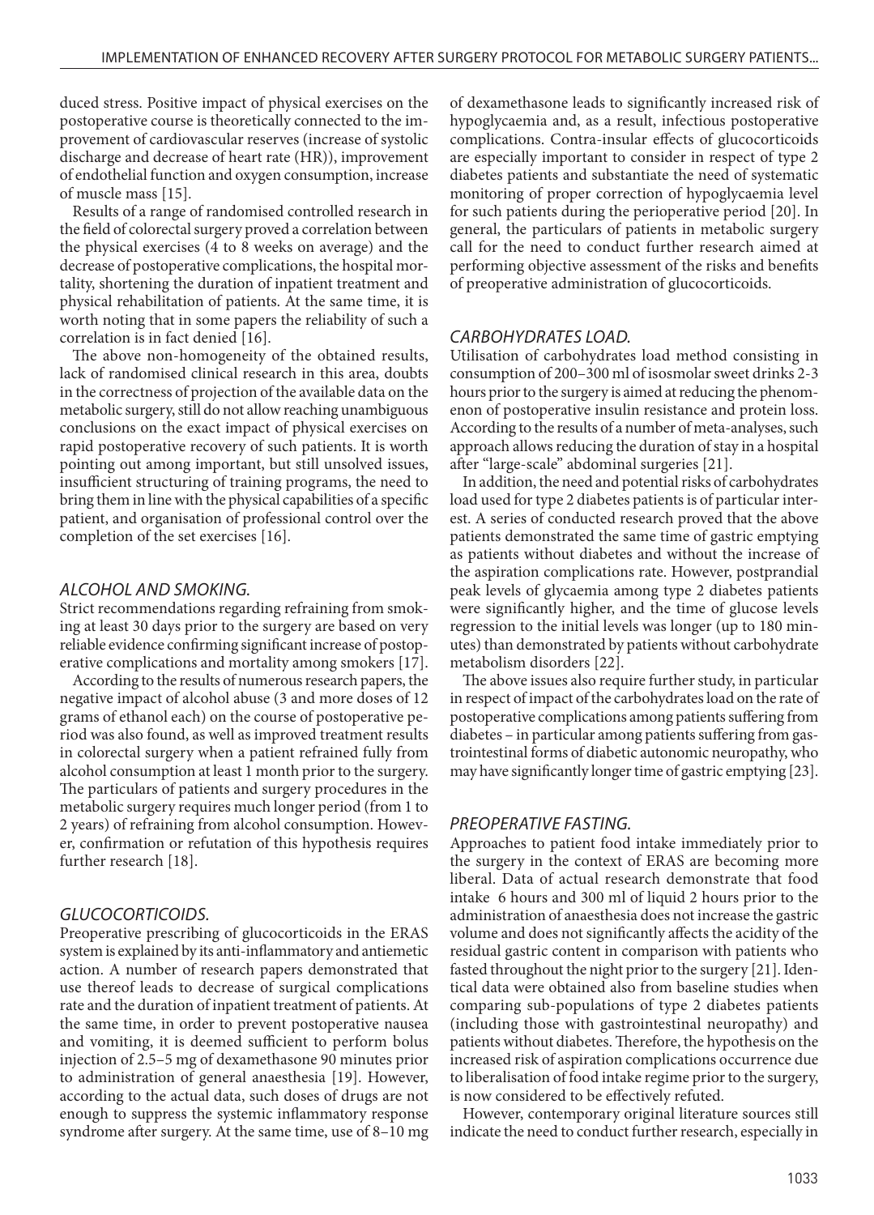duced stress. Positive impact of physical exercises on the postoperative course is theoretically connected to the improvement of cardiovascular reserves (increase of systolic discharge and decrease of heart rate (HR)), improvement of endothelial function and oxygen consumption, increase of muscle mass [15].

Results of a range of randomised controlled research in the field of colorectal surgery proved a correlation between the physical exercises (4 to 8 weeks on average) and the decrease of postoperative complications, the hospital mortality, shortening the duration of inpatient treatment and physical rehabilitation of patients. At the same time, it is worth noting that in some papers the reliability of such a correlation is in fact denied [16].

The above non-homogeneity of the obtained results, lack of randomised clinical research in this area, doubts in the correctness of projection of the available data on the metabolic surgery, still do not allow reaching unambiguous conclusions on the exact impact of physical exercises on rapid postoperative recovery of such patients. It is worth pointing out among important, but still unsolved issues, insufficient structuring of training programs, the need to bring them in line with the physical capabilities of a specific patient, and organisation of professional control over the completion of the set exercises [16].

### *ALCOHOL AND SMOKING.*

Strict recommendations regarding refraining from smoking at least 30 days prior to the surgery are based on very reliable evidence confirming significant increase of postoperative complications and mortality among smokers [17].

According to the results of numerous research papers, the negative impact of alcohol abuse (3 and more doses of 12 grams of ethanol each) on the course of postoperative period was also found, as well as improved treatment results in colorectal surgery when a patient refrained fully from alcohol consumption at least 1 month prior to the surgery. The particulars of patients and surgery procedures in the metabolic surgery requires much longer period (from 1 to 2 years) of refraining from alcohol consumption. However, confirmation or refutation of this hypothesis requires further research [18].

### *GLUCOCORTICOIDS.*

Preoperative prescribing of glucocorticoids in the ERAS system is explained by its anti-inflammatory and antiemetic action. A number of research papers demonstrated that use thereof leads to decrease of surgical complications rate and the duration of inpatient treatment of patients. At the same time, in order to prevent postoperative nausea and vomiting, it is deemed sufficient to perform bolus injection of 2.5–5 mg of dexamethasone 90 minutes prior to administration of general anaesthesia [19]. However, according to the actual data, such doses of drugs are not enough to suppress the systemic inflammatory response syndrome after surgery. At the same time, use of 8–10 mg of dexamethasone leads to significantly increased risk of hypoglycaemia and, as a result, infectious postoperative complications. Contra-insular effects of glucocorticoids are especially important to consider in respect of type 2 diabetes patients and substantiate the need of systematic monitoring of proper correction of hypoglycaemia level for such patients during the perioperative period [20]. In general, the particulars of patients in metabolic surgery call for the need to conduct further research aimed at performing objective assessment of the risks and benefits of preoperative administration of glucocorticoids.

### *CARBOHYDRATES LOAD.*

Utilisation of carbohydrates load method consisting in consumption of 200–300 ml of isosmolar sweet drinks 2-3 hours prior to the surgery is aimed at reducing the phenomenon of postoperative insulin resistance and protein loss. According to the results of a number of meta-analyses, such approach allows reducing the duration of stay in a hospital after "large-scale" abdominal surgeries [21].

In addition, the need and potential risks of carbohydrates load used for type 2 diabetes patients is of particular interest. A series of conducted research proved that the above patients demonstrated the same time of gastric emptying as patients without diabetes and without the increase of the aspiration complications rate. However, postprandial peak levels of glycaemia among type 2 diabetes patients were significantly higher, and the time of glucose levels regression to the initial levels was longer (up to 180 minutes) than demonstrated by patients without carbohydrate metabolism disorders [22].

The above issues also require further study, in particular in respect of impact of the carbohydrates load on the rate of postoperative complications among patients suffering from diabetes – in particular among patients suffering from gastrointestinal forms of diabetic autonomic neuropathy, who may have significantly longer time of gastric emptying [23].

### *PREOPERATIVE FASTING.*

Approaches to patient food intake immediately prior to the surgery in the context of ERAS are becoming more liberal. Data of actual research demonstrate that food intake 6 hours and 300 ml of liquid 2 hours prior to the administration of anaesthesia does not increase the gastric volume and does not significantly affects the acidity of the residual gastric content in comparison with patients who fasted throughout the night prior to the surgery [21]. Identical data were obtained also from baseline studies when comparing sub-populations of type 2 diabetes patients (including those with gastrointestinal neuropathy) and patients without diabetes. Therefore, the hypothesis on the increased risk of aspiration complications occurrence due to liberalisation of food intake regime prior to the surgery, is now considered to be effectively refuted.

However, contemporary original literature sources still indicate the need to conduct further research, especially in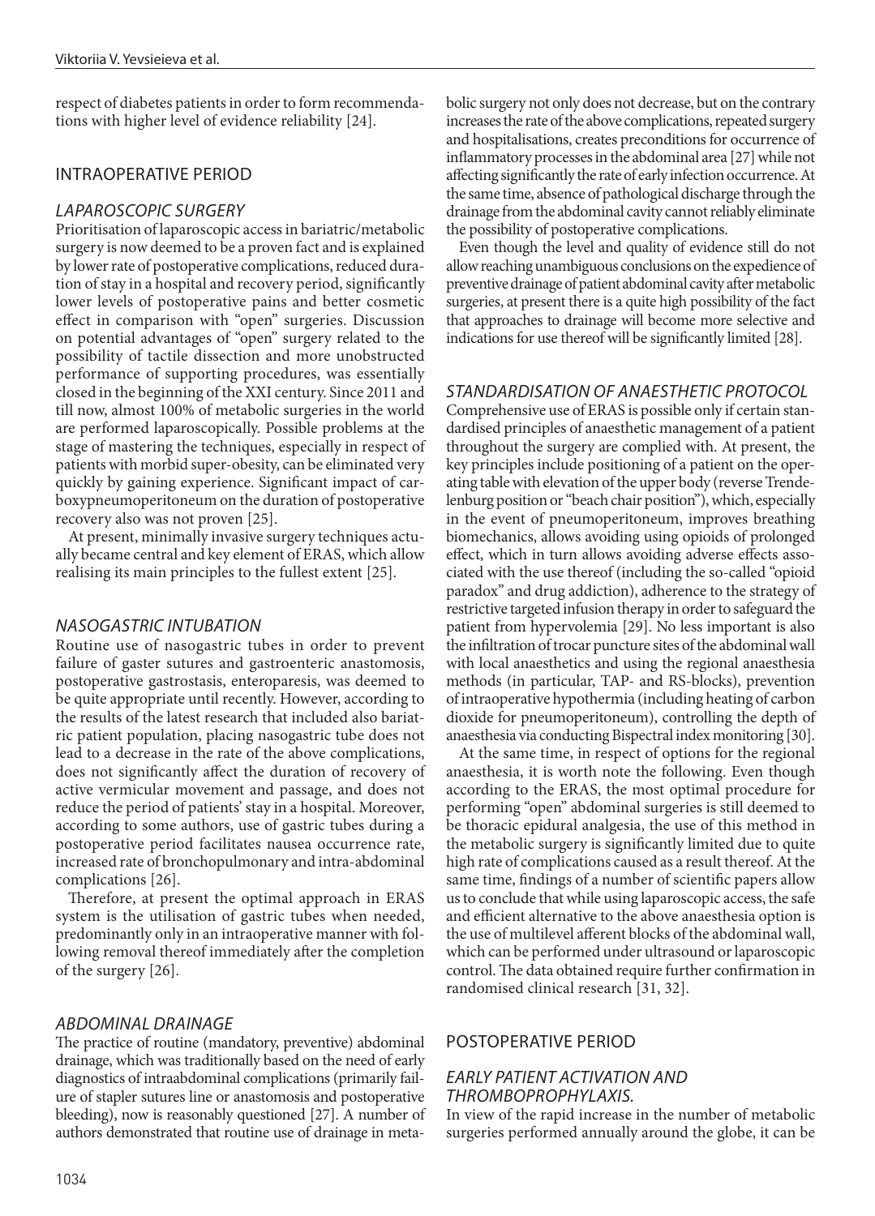respect of diabetes patients in order to form recommendations with higher level of evidence reliability [24].

## INTRAOPERATIVE PERIOD

### *LAPAROSCOPIC SURGERY*

Prioritisation of laparoscopic access in bariatric/metabolic surgery is now deemed to be a proven fact and is explained by lower rate of postoperative complications, reduced duration of stay in a hospital and recovery period, significantly lower levels of postoperative pains and better cosmetic effect in comparison with "open" surgeries. Discussion on potential advantages of "open" surgery related to the possibility of tactile dissection and more unobstructed performance of supporting procedures, was essentially closed in the beginning of the XXI century. Since 2011 and till now, almost 100% of metabolic surgeries in the world are performed laparoscopically. Possible problems at the stage of mastering the techniques, especially in respect of patients with morbid super-obesity, can be eliminated very quickly by gaining experience. Significant impact of carboxypneumoperitoneum on the duration of postoperative recovery also was not proven [25].

At present, minimally invasive surgery techniques actually became central and key element of ERAS, which allow realising its main principles to the fullest extent [25].

### *NASOGASTRIC INTUBATION*

Routine use of nasogastric tubes in order to prevent failure of gaster sutures and gastroenteric anastomosis, postoperative gastrostasis, enteroparesis, was deemed to be quite appropriate until recently. However, according to the results of the latest research that included also bariatric patient population, placing nasogastric tube does not lead to a decrease in the rate of the above complications, does not significantly affect the duration of recovery of active vermicular movement and passage, and does not reduce the period of patients' stay in a hospital. Moreover, according to some authors, use of gastric tubes during a postoperative period facilitates nausea occurrence rate, increased rate of bronchopulmonary and intra-abdominal complications [26].

Therefore, at present the optimal approach in ERAS system is the utilisation of gastric tubes when needed, predominantly only in an intraoperative manner with following removal thereof immediately after the completion of the surgery [26].

### *ABDOMINAL DRAINAGE*

The practice of routine (mandatory, preventive) abdominal drainage, which was traditionally based on the need of early diagnostics of intraabdominal complications (primarily failure of stapler sutures line or anastomosis and postoperative bleeding), now is reasonably questioned [27]. A number of authors demonstrated that routine use of drainage in metabolic surgery not only does not decrease, but on the contrary increases the rate of the above complications, repeated surgery and hospitalisations, creates preconditions for occurrence of inflammatory processes in the abdominal area [27] while not affecting significantly the rate of early infection occurrence. At the same time, absence of pathological discharge through the drainage from the abdominal cavity cannot reliably eliminate the possibility of postoperative complications.

Even though the level and quality of evidence still do not allow reaching unambiguous conclusions on the expedience of preventive drainage of patient abdominal cavity after metabolic surgeries, at present there is a quite high possibility of the fact that approaches to drainage will become more selective and indications for use thereof will be significantly limited [28].

### *STANDARDISATION OF ANAESTHETIC PROTOCOL*

Comprehensive use of ERAS is possible only if certain standardised principles of anaesthetic management of a patient throughout the surgery are complied with. At present, the key principles include positioning of a patient on the operating table with elevation of the upper body (reverse Trendelenburg position or "beach chair position"), which, especially in the event of pneumoperitoneum, improves breathing biomechanics, allows avoiding using opioids of prolonged effect, which in turn allows avoiding adverse effects associated with the use thereof (including the so-called "opioid paradox" and drug addiction), adherence to the strategy of restrictive targeted infusion therapy in order to safeguard the patient from hypervolemia [29]. No less important is also the infiltration of trocar puncture sites of the abdominal wall with local anaesthetics and using the regional anaesthesia methods (in particular, TAP- and RS-blocks), prevention of intraoperative hypothermia (including heating of carbon dioxide for pneumoperitoneum), controlling the depth of anaesthesia via conducting Bispectral index monitoring [30].

At the same time, in respect of options for the regional anaesthesia, it is worth note the following. Even though according to the ERAS, the most optimal procedure for performing "open" abdominal surgeries is still deemed to be thoracic epidural analgesia, the use of this method in the metabolic surgery is significantly limited due to quite high rate of complications caused as a result thereof. At the same time, findings of a number of scientific papers allow us to conclude that while using laparoscopic access, the safe and efficient alternative to the above anaesthesia option is the use of multilevel afferent blocks of the abdominal wall, which can be performed under ultrasound or laparoscopic control. The data obtained require further confirmation in randomised clinical research [31, 32].

## POSTOPERATIVE PERIOD

### *EARLY PATIENT ACTIVATION AND THROMBOPROPHYLAXIS.*

In view of the rapid increase in the number of metabolic surgeries performed annually around the globe, it can be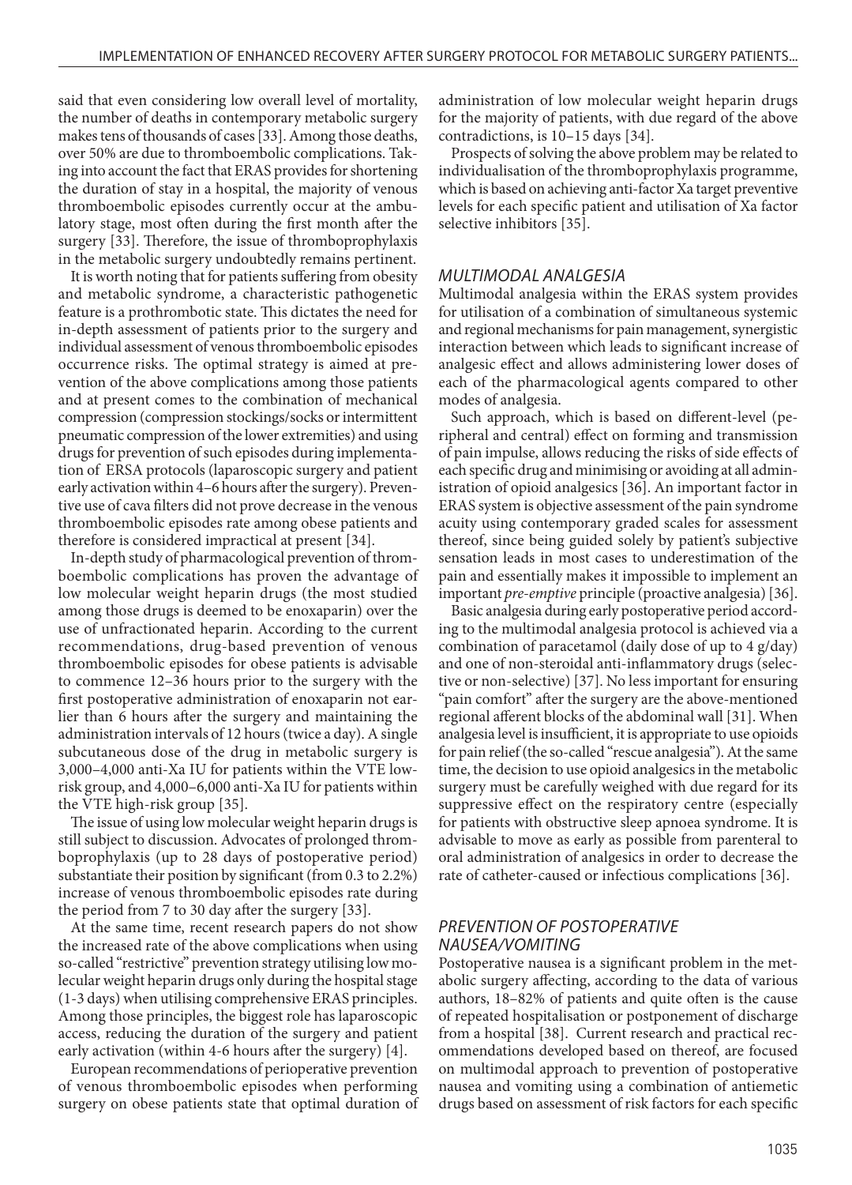said that even considering low overall level of mortality, the number of deaths in contemporary metabolic surgery makes tens of thousands of cases [33]. Among those deaths, over 50% are due to thromboembolic complications. Taking into account the fact that ERAS provides for shortening the duration of stay in a hospital, the majority of venous thromboembolic episodes currently occur at the ambulatory stage, most often during the first month after the surgery [33]. Therefore, the issue of thromboprophylaxis in the metabolic surgery undoubtedly remains pertinent.

It is worth noting that for patients suffering from obesity and metabolic syndrome, a characteristic pathogenetic feature is a prothrombotic state. This dictates the need for in-depth assessment of patients prior to the surgery and individual assessment of venous thromboembolic episodes occurrence risks. The optimal strategy is aimed at prevention of the above complications among those patients and at present comes to the combination of mechanical compression (compression stockings/socks or intermittent pneumatic compression of the lower extremities) and using drugs for prevention of such episodes during implementation of ERSA protocols (laparoscopic surgery and patient early activation within 4–6 hours after the surgery). Preventive use of cava filters did not prove decrease in the venous thromboembolic episodes rate among obese patients and therefore is considered impractical at present [34].

In-depth study of pharmacological prevention of thromboembolic complications has proven the advantage of low molecular weight heparin drugs (the most studied among those drugs is deemed to be enoxaparin) over the use of unfractionated heparin. According to the current recommendations, drug-based prevention of venous thromboembolic episodes for obese patients is advisable to commence 12–36 hours prior to the surgery with the first postoperative administration of enoxaparin not earlier than 6 hours after the surgery and maintaining the administration intervals of 12 hours (twice a day). A single subcutaneous dose of the drug in metabolic surgery is 3,000–4,000 anti-Xa IU for patients within the VTE low-risk group, and 4,000–6,000 anti-Xa IU for patients within the VTE high-risk group [35].

The issue of using low molecular weight heparin drugs is still subject to discussion. Advocates of prolonged thromboprophylaxis (up to 28 days of postoperative period) substantiate their position by significant (from 0.3 to 2.2%) increase of venous thromboembolic episodes rate during the period from 7 to 30 day after the surgery [33].

At the same time, recent research papers do not show the increased rate of the above complications when using so-called "restrictive" prevention strategy utilising low molecular weight heparin drugs only during the hospital stage (1-3 days) when utilising comprehensive ERAS principles. Among those principles, the biggest role has laparoscopic access, reducing the duration of the surgery and patient early activation (within 4-6 hours after the surgery) [4].

European recommendations of perioperative prevention of venous thromboembolic episodes when performing surgery on obese patients state that optimal duration of administration of low molecular weight heparin drugs for the majority of patients, with due regard of the above contradictions, is 10–15 days [34].

Prospects of solving the above problem may be related to individualisation of the thromboprophylaxis programme, which is based on achieving anti-factor Xa target preventive levels for each specific patient and utilisation of Xa factor selective inhibitors [35].

## *MULTIMODAL ANALGESIA*

Multimodal analgesia within the ERAS system provides for utilisation of a combination of simultaneous systemic and regional mechanisms for pain management, synergistic interaction between which leads to significant increase of analgesic effect and allows administering lower doses of each of the pharmacological agents compared to other modes of analgesia.

Such approach, which is based on different-level (peripheral and central) effect on forming and transmission of pain impulse, allows reducing the risks of side effects of each specific drug and minimising or avoiding at all administration of opioid analgesics [36]. An important factor in ERAS system is objective assessment of the pain syndrome acuity using contemporary graded scales for assessment thereof, since being guided solely by patient's subjective sensation leads in most cases to underestimation of the pain and essentially makes it impossible to implement an important *pre-emptive* principle (proactive analgesia) [36].

Basic analgesia during early postoperative period according to the multimodal analgesia protocol is achieved via a combination of paracetamol (daily dose of up to 4 g/day) and one of non-steroidal anti-inflammatory drugs (selective or non-selective) [37]. No less important for ensuring "pain comfort" after the surgery are the above-mentioned regional afferent blocks of the abdominal wall [31]. When analgesia level is insufficient, it is appropriate to use opioids for pain relief (the so-called "rescue analgesia"). At the same time, the decision to use opioid analgesics in the metabolic surgery must be carefully weighed with due regard for its suppressive effect on the respiratory centre (especially for patients with obstructive sleep apnoea syndrome. It is advisable to move as early as possible from parenteral to oral administration of analgesics in order to decrease the rate of catheter-caused or infectious complications [36].

## *PREVENTION OF POSTOPERATIVE NAUSEA/VOMITING*

Postoperative nausea is a significant problem in the metabolic surgery affecting, according to the data of various authors, 18–82% of patients and quite often is the cause of repeated hospitalisation or postponement of discharge from a hospital [38]. Current research and practical recommendations developed based on thereof, are focused on multimodal approach to prevention of postoperative nausea and vomiting using a combination of antiemetic drugs based on assessment of risk factors for each specific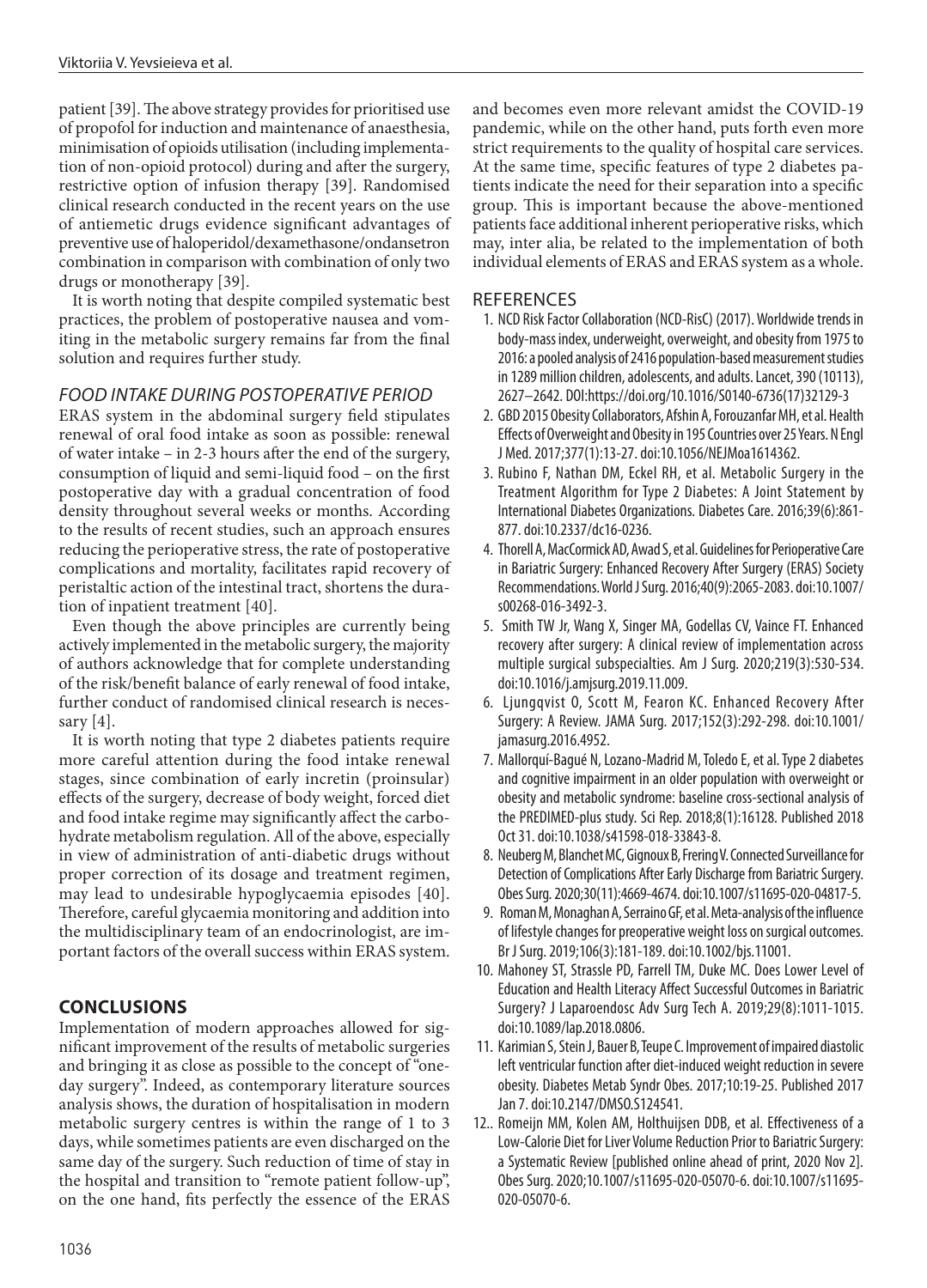patient [39]. The above strategy provides for prioritised use of propofol for induction and maintenance of anaesthesia, minimisation of opioids utilisation (including implementation of non-opioid protocol) during and after the surgery, restrictive option of infusion therapy [39]. Randomised clinical research conducted in the recent years on the use of antiemetic drugs evidence significant advantages of preventive use of haloperidol/dexamethasone/ondansetron combination in comparison with combination of only two drugs or monotherapy [39].

It is worth noting that despite compiled systematic best practices, the problem of postoperative nausea and vomiting in the metabolic surgery remains far from the final solution and requires further study.

### *FOOD INTAKE DURING POSTOPERATIVE PERIOD*

ERAS system in the abdominal surgery field stipulates renewal of oral food intake as soon as possible: renewal of water intake – in 2-3 hours after the end of the surgery, consumption of liquid and semi-liquid food – on the first postoperative day with a gradual concentration of food density throughout several weeks or months. According to the results of recent studies, such an approach ensures reducing the perioperative stress, the rate of postoperative complications and mortality, facilitates rapid recovery of peristaltic action of the intestinal tract, shortens the duration of inpatient treatment [40].

Even though the above principles are currently being actively implemented in the metabolic surgery, the majority of authors acknowledge that for complete understanding of the risk/benefit balance of early renewal of food intake, further conduct of randomised clinical research is necessary [4].

It is worth noting that type 2 diabetes patients require more careful attention during the food intake renewal stages, since combination of early incretin (proinsular) effects of the surgery, decrease of body weight, forced diet and food intake regime may significantly affect the carbohydrate metabolism regulation. All of the above, especially in view of administration of anti-diabetic drugs without proper correction of its dosage and treatment regimen, may lead to undesirable hypoglycaemia episodes [40]. Therefore, careful glycaemia monitoring and addition into the multidisciplinary team of an endocrinologist, are important factors of the overall success within ERAS system.

## **CONCLUSIONS**

Implementation of modern approaches allowed for significant improvement of the results of metabolic surgeries and bringing it as close as possible to the concept of "one-day surgery". Indeed, as contemporary literature sources analysis shows, the duration of hospitalisation in modern metabolic surgery centres is within the range of 1 to 3 days, while sometimes patients are even discharged on the same day of the surgery. Such reduction of time of stay in the hospital and transition to "remote patient follow-up", on the one hand, fits perfectly the essence of the ERAS and becomes even more relevant amidst the COVID-19 pandemic, while on the other hand, puts forth even more strict requirements to the quality of hospital care services. At the same time, specific features of type 2 diabetes patients indicate the need for their separation into a specific group. This is important because the above-mentioned patients face additional inherent perioperative risks, which may, inter alia, be related to the implementation of both individual elements of ERAS and ERAS system as a whole.

## REFERENCES

1. NCD Risk Factor Collaboration (NCD-RisC) (2017). Worldwide trends in body-mass index, underweight, overweight, and obesity from 1975 to 2016: a pooled analysis of 2416 population-based measurement studies in 1289 million children, adolescents, and adults. Lancet, 390 (10113), 2627–2642. DOI:https://doi.org/10.1016/S0140-6736(17)32129-3
2. GBD 2015 Obesity Collaborators, Afshin A, Forouzanfar MH, et al. Health Effects of Overweight and Obesity in 195 Countries over 25 Years. N Engl J Med. 2017;377(1):13-27. doi:10.1056/NEJMoa1614362.
3. Rubino F, Nathan DM, Eckel RH, et al. Metabolic Surgery in the Treatment Algorithm for Type 2 Diabetes: A Joint Statement by International Diabetes Organizations. Diabetes Care. 2016;39(6):861-877. doi:10.2337/dc16-0236.
4. Thorell A, MacCormick AD, Awad S, et al. Guidelines for Perioperative Care in Bariatric Surgery: Enhanced Recovery After Surgery (ERAS) Society Recommendations. World J Surg. 2016;40(9):2065-2083. doi:10.1007/s00268-016-3492-3.
5. Smith TW Jr, Wang X, Singer MA, Godellas CV, Vaince FT. Enhanced recovery after surgery: A clinical review of implementation across multiple surgical subspecialties. Am J Surg. 2020;219(3):530-534. doi:10.1016/j.amjsurg.2019.11.009.
6. Ljungqvist O, Scott M, Fearon KC. Enhanced Recovery After Surgery: A Review. JAMA Surg. 2017;152(3):292-298. doi:10.1001/jamasurg.2016.4952.
7. Mallorquí-Bagué N, Lozano-Madrid M, Toledo E, et al. Type 2 diabetes and cognitive impairment in an older population with overweight or obesity and metabolic syndrome: baseline cross-sectional analysis of the PREDIMED-plus study. Sci Rep. 2018;8(1):16128. Published 2018 Oct 31. doi:10.1038/s41598-018-33843-8.
8. Neuberg M, Blanchet MC, Gignoux B, Frering V. Connected Surveillance for Detection of Complications After Early Discharge from Bariatric Surgery. Obes Surg. 2020;30(11):4669-4674. doi:10.1007/s11695-020-04817-5.
9. Roman M, Monaghan A, Serraino GF, et al. Meta-analysis of the influence of lifestyle changes for preoperative weight loss on surgical outcomes. Br J Surg. 2019;106(3):181-189. doi:10.1002/bjs.11001.
10. Mahoney ST, Strassle PD, Farrell TM, Duke MC. Does Lower Level of Education and Health Literacy Affect Successful Outcomes in Bariatric Surgery? J Laparoendosc Adv Surg Tech A. 2019;29(8):1011-1015. doi:10.1089/lap.2018.0806.
11. Karimian S, Stein J, Bauer B, Teupe C. Improvement of impaired diastolic left ventricular function after diet-induced weight reduction in severe obesity. Diabetes Metab Syndr Obes. 2017;10:19-25. Published 2017 Jan 7. doi:10.2147/DMSO.S124541.
12. Romeijn MM, Kolen AM, Holthuijsen DDB, et al. Effectiveness of a Low-Calorie Diet for Liver Volume Reduction Prior to Bariatric Surgery: a Systematic Review [published online ahead of print, 2020 Nov 2]. Obes Surg. 2020;10.1007/s11695-020-05070-6. doi:10.1007/s11695-020-05070-6.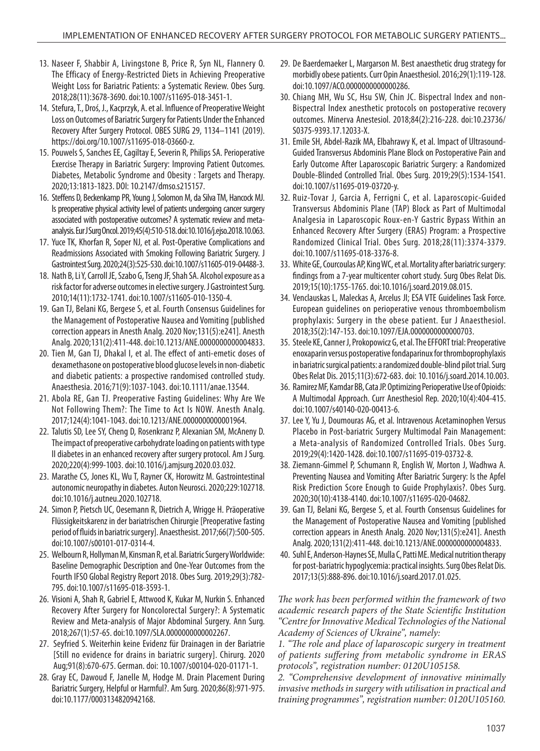13. Naseer F, Shabbir A, Livingstone B, Price R, Syn NL, Flannery O. The Efficacy of Energy-Restricted Diets in Achieving Preoperative Weight Loss for Bariatric Patients: a Systematic Review. Obes Surg. 2018;28(11):3678-3690. doi:10.1007/s11695-018-3451-1.
14. Stefura, T., Droś, J., Kacprzyk, A. et al. Influence of Preoperative Weight Loss on Outcomes of Bariatric Surgery for Patients Under the Enhanced Recovery After Surgery Protocol. OBES SURG 29, 1134–1141 (2019). https://doi.org/10.1007/s11695-018-03660-z.
15. Pouwels S, Sanches EE, Cagiltay E, Severin R, Philips SA. Perioperative Exercise Therapy in Bariatric Surgery: Improving Patient Outcomes. Diabetes, Metabolic Syndrome and Obesity : Targets and Therapy. 2020;13:1813-1823. DOI: 10.2147/dmso.s215157.
16. Steffens D, Beckenkamp PR, Young J, Solomon M, da Silva TM, Hancock MJ. Is preoperative physical activity level of patients undergoing cancer surgery associated with postoperative outcomes? A systematic review and meta-analysis. Eur J Surg Oncol. 2019;45(4):510-518. doi:10.1016/j.ejso.2018.10.063.
17. Yuce TK, Khorfan R, Soper NJ, et al. Post-Operative Complications and Readmissions Associated with Smoking Following Bariatric Surgery. J Gastrointest Surg. 2020;24(3):525-530. doi:10.1007/s11605-019-04488-3.
18. Nath B, Li Y, Carroll JE, Szabo G, Tseng JF, Shah SA. Alcohol exposure as a risk factor for adverse outcomes in elective surgery. J Gastrointest Surg. 2010;14(11):1732-1741. doi:10.1007/s11605-010-1350-4.
19. Gan TJ, Belani KG, Bergese S, et al. Fourth Consensus Guidelines for the Management of Postoperative Nausea and Vomiting [published correction appears in Anesth Analg. 2020 Nov;131(5):e241]. Anesth Analg. 2020;131(2):411-448. doi:10.1213/ANE.0000000000004833.
20. Tien M, Gan TJ, Dhakal I, et al. The effect of anti-emetic doses of dexamethasone on postoperative blood glucose levels in non-diabetic and diabetic patients: a prospective randomised controlled study. Anaesthesia. 2016;71(9):1037-1043. doi:10.1111/anae.13544.
21. Abola RE, Gan TJ. Preoperative Fasting Guidelines: Why Are We Not Following Them?: The Time to Act Is NOW. Anesth Analg. 2017;124(4):1041-1043. doi:10.1213/ANE.0000000000001964.
22. Talutis SD, Lee SY, Cheng D, Rosenkranz P, Alexanian SM, McAneny D. The impact of preoperative carbohydrate loading on patients with type II diabetes in an enhanced recovery after surgery protocol. Am J Surg. 2020;220(4):999-1003. doi:10.1016/j.amjsurg.2020.03.032.
23. Marathe CS, Jones KL, Wu T, Rayner CK, Horowitz M. Gastrointestinal autonomic neuropathy in diabetes. Auton Neurosci. 2020;229:102718. doi:10.1016/j.autneu.2020.102718.
24. Simon P, Pietsch UC, Oesemann R, Dietrich A, Wrigge H. Präoperative Flüssigkeitskarenz in der bariatrischen Chirurgie [Preoperative fasting period of fluids in bariatric surgery]. Anaesthesist. 2017;66(7):500-505. doi:10.1007/s00101-017-0314-4.
25. Welbourn R, Hollyman M, Kinsman R, et al. Bariatric Surgery Worldwide: Baseline Demographic Description and One-Year Outcomes from the Fourth IFSO Global Registry Report 2018. Obes Surg. 2019;29(3):782-795. doi:10.1007/s11695-018-3593-1.
26. Visioni A, Shah R, Gabriel E, Attwood K, Kukar M, Nurkin S. Enhanced Recovery After Surgery for Noncolorectal Surgery?: A Systematic Review and Meta-analysis of Major Abdominal Surgery. Ann Surg. 2018;267(1):57-65. doi:10.1097/SLA.0000000000002267.
27. Seyfried S. Weiterhin keine Evidenz für Drainagen in der Bariatrie [Still no evidence for drains in bariatric surgery]. Chirurg. 2020 Aug;91(8):670-675. German. doi: 10.1007/s00104-020-01171-1.
28. Gray EC, Dawoud F, Janelle M, Hodge M. Drain Placement During Bariatric Surgery, Helpful or Harmful?. Am Surg. 2020;86(8):971-975. doi:10.1177/0003134820942168.
29. De Baerdemaeker L, Margarson M. Best anaesthetic drug strategy for morbidly obese patients. Curr Opin Anaesthesiol. 2016;29(1):119-128. doi:10.1097/ACO.0000000000000286.
30. Chiang MH, Wu SC, Hsu SW, Chin JC. Bispectral Index and non-Bispectral Index anesthetic protocols on postoperative recovery outcomes. Minerva Anestesiol. 2018;84(2):216-228. doi:10.23736/S0375-9393.17.12033-X.
31. Emile SH, Abdel-Razik MA, Elbahrawy K, et al. Impact of Ultrasound-Guided Transversus Abdominis Plane Block on Postoperative Pain and Early Outcome After Laparoscopic Bariatric Surgery: a Randomized Double-Blinded Controlled Trial. Obes Surg. 2019;29(5):1534-1541. doi:10.1007/s11695-019-03720-y.
32. Ruiz-Tovar J, Garcia A, Ferrigni C, et al. Laparoscopic-Guided Transversus Abdominis Plane (TAP) Block as Part of Multimodal Analgesia in Laparoscopic Roux-en-Y Gastric Bypass Within an Enhanced Recovery After Surgery (ERAS) Program: a Prospective Randomized Clinical Trial. Obes Surg. 2018;28(11):3374-3379. doi:10.1007/s11695-018-3376-8.
33. White GE, Courcoulas AP, King WC, et al. Mortality after bariatric surgery: findings from a 7-year multicenter cohort study. Surg Obes Relat Dis. 2019;15(10):1755-1765. doi:10.1016/j.soard.2019.08.015.
34. Venclauskas L, Maleckas A, Arcelus JI; ESA VTE Guidelines Task Force. European guidelines on perioperative venous thromboembolism prophylaxis: Surgery in the obese patient. Eur J Anaesthesiol. 2018;35(2):147-153. doi:10.1097/EJA.0000000000000703.
35. Steele KE, Canner J, Prokopowicz G, et al. The EFFORT trial: Preoperative enoxaparin versus postoperative fondaparinux for thromboprophylaxis in bariatric surgical patients: a randomized double-blind pilot trial. Surg Obes Relat Dis. 2015;11(3):672-683. doi: 10.1016/j.soard.2014.10.003.
36. Ramirez MF, Kamdar BB, Cata JP. Optimizing Perioperative Use of Opioids: A Multimodal Approach. Curr Anesthesiol Rep. 2020;10(4):404-415. doi:10.1007/s40140-020-00413-6.
37. Lee Y, Yu J, Doumouras AG, et al. Intravenous Acetaminophen Versus Placebo in Post-bariatric Surgery Multimodal Pain Management: a Meta-analysis of Randomized Controlled Trials. Obes Surg. 2019;29(4):1420-1428. doi:10.1007/s11695-019-03732-8.
38. Ziemann-Gimmel P, Schumann R, English W, Morton J, Wadhwa A. Preventing Nausea and Vomiting After Bariatric Surgery: Is the Apfel Risk Prediction Score Enough to Guide Prophylaxis?. Obes Surg. 2020;30(10):4138-4140. doi:10.1007/s11695-020-04682.
39. Gan TJ, Belani KG, Bergese S, et al. Fourth Consensus Guidelines for the Management of Postoperative Nausea and Vomiting [published correction appears in Anesth Analg. 2020 Nov;131(5):e241]. Anesth Analg. 2020;131(2):411-448. doi:10.1213/ANE.0000000000004833.
40. Suhl E, Anderson-Haynes SE, Mulla C, Patti ME. Medical nutrition therapy for post-bariatric hypoglycemia: practical insights. Surg Obes Relat Dis. 2017;13(5):888-896. doi:10.1016/j.soard.2017.01.025.

*The work has been performed within the framework of two academic research papers of the State Scientific Institution "Centre for Innovative Medical Technologies of the National Academy of Sciences of Ukraine", namely:*

*1. "The role and place of laparoscopic surgery in treatment of patients suffering from metabolic syndrome in ERAS protocols", registration number: 0120U105158.*

*2. "Comprehensive development of innovative minimally invasive methods in surgery with utilisation in practical and training programmes", registration number: 0120U105160.*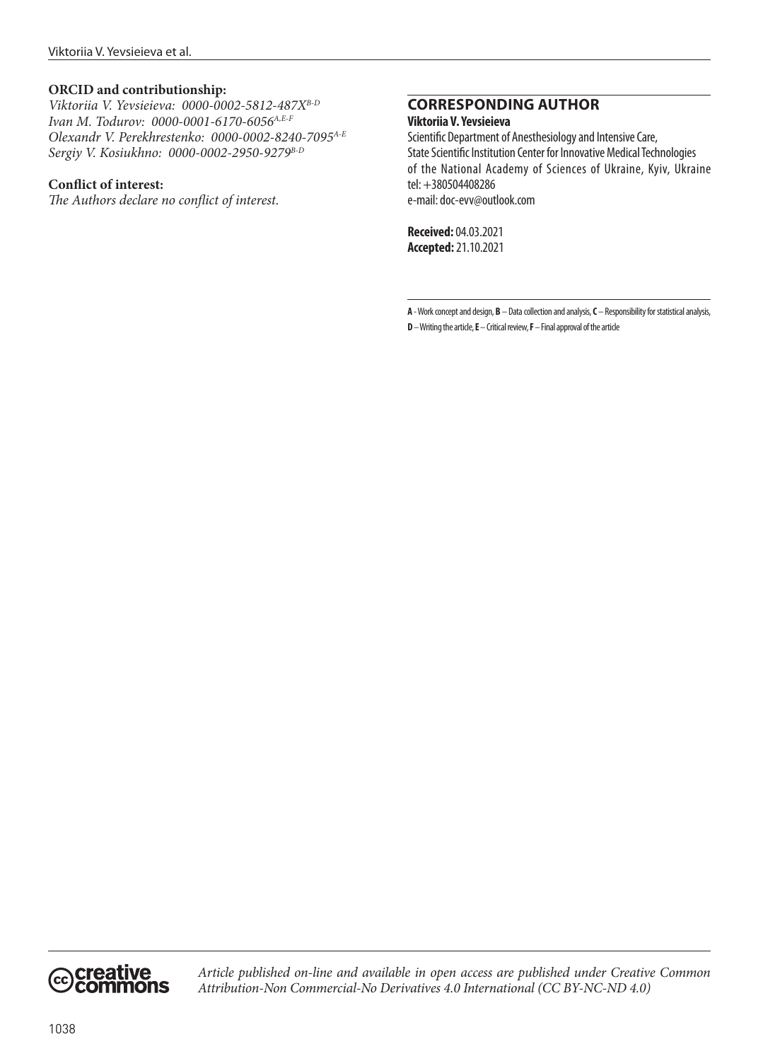**ORCID and contributionship:**

*Viktoriia V. Yevsieieva: 0000-0002-5812-487X[B-D]*
*Ivan M. Todurov: 0000-0001-6170-6056[A,E-F]*
*Olexandr V. Perekhrestenko: 0000-0002-8240-7095[A-E]*
*Sergiy V. Kosiukhno: 0000-0002-2950-9279[B-D]*

**Conflict of interest:**

*The Authors declare no conflict of interest.*

## CORRESPONDING AUTHOR

**Viktoriia V. Yevsieieva**

Scientific Department of Anesthesiology and Intensive Care,
State Scientific Institution Center for Innovative Medical Technologies of the National Academy of Sciences of Ukraine, Kyiv, Ukraine
tel: +380504408286
e-mail: doc-evv@outlook.com

**Received:** 04.03.2021
**Accepted:** 21.10.2021

**A** - Work concept and design, **B** – Data collection and analysis, **C** – Responsibility for statistical analysis, **D** – Writing the article, **E** – Critical review, **F** – Final approval of the article

*Article published on-line and available in open access are published under Creative Common Attribution-Non Commercial-No Derivatives 4.0 International (CC BY-NC-ND 4.0)*